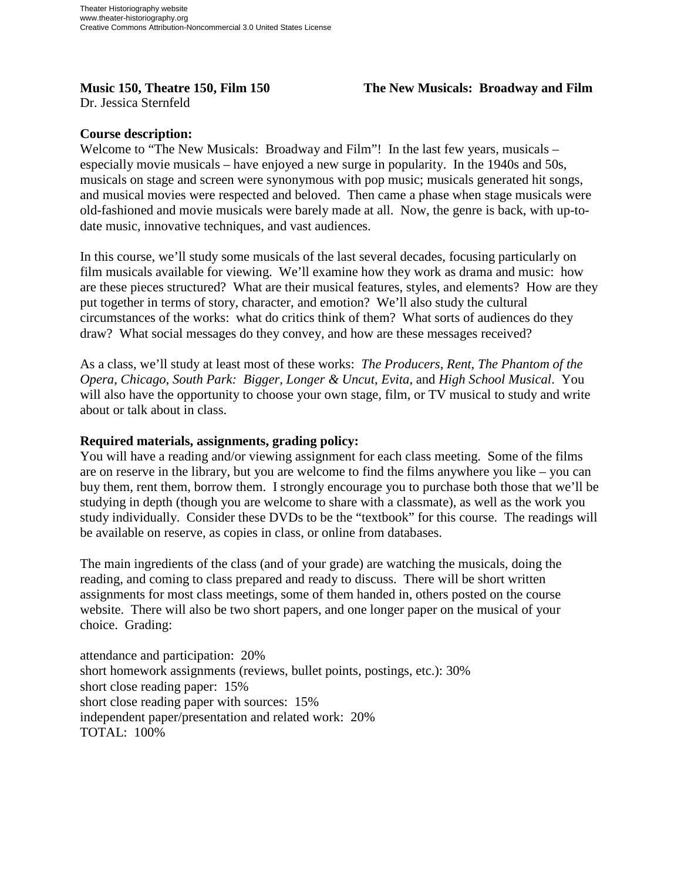Theater Historiography website
www.theater-historiography.org
Creative Commons Attribution-Noncommercial 3.0 United States License

**Music 150, Theatre 150, Film 150** **The New Musicals: Broadway and Film**
Dr. Jessica Sternfeld

**Course description:**
Welcome to "The New Musicals: Broadway and Film"! In the last few years, musicals – especially movie musicals – have enjoyed a new surge in popularity. In the 1940s and 50s, musicals on stage and screen were synonymous with pop music; musicals generated hit songs, and musical movies were respected and beloved. Then came a phase when stage musicals were old-fashioned and movie musicals were barely made at all. Now, the genre is back, with up-to-date music, innovative techniques, and vast audiences.

In this course, we'll study some musicals of the last several decades, focusing particularly on film musicals available for viewing. We'll examine how they work as drama and music: how are these pieces structured? What are their musical features, styles, and elements? How are they put together in terms of story, character, and emotion? We'll also study the cultural circumstances of the works: what do critics think of them? What sorts of audiences do they draw? What social messages do they convey, and how are these messages received?

As a class, we'll study at least most of these works: *The Producers*, *Rent*, *The Phantom of the Opera*, *Chicago*, *South Park: Bigger, Longer & Uncut*, *Evita*, and *High School Musical*. You will also have the opportunity to choose your own stage, film, or TV musical to study and write about or talk about in class.

**Required materials, assignments, grading policy:**
You will have a reading and/or viewing assignment for each class meeting. Some of the films are on reserve in the library, but you are welcome to find the films anywhere you like – you can buy them, rent them, borrow them. I strongly encourage you to purchase both those that we'll be studying in depth (though you are welcome to share with a classmate), as well as the work you study individually. Consider these DVDs to be the "textbook" for this course. The readings will be available on reserve, as copies in class, or online from databases.

The main ingredients of the class (and of your grade) are watching the musicals, doing the reading, and coming to class prepared and ready to discuss. There will be short written assignments for most class meetings, some of them handed in, others posted on the course website. There will also be two short papers, and one longer paper on the musical of your choice. Grading:

attendance and participation: 20%
short homework assignments (reviews, bullet points, postings, etc.): 30%
short close reading paper: 15%
short close reading paper with sources: 15%
independent paper/presentation and related work: 20%
TOTAL: 100%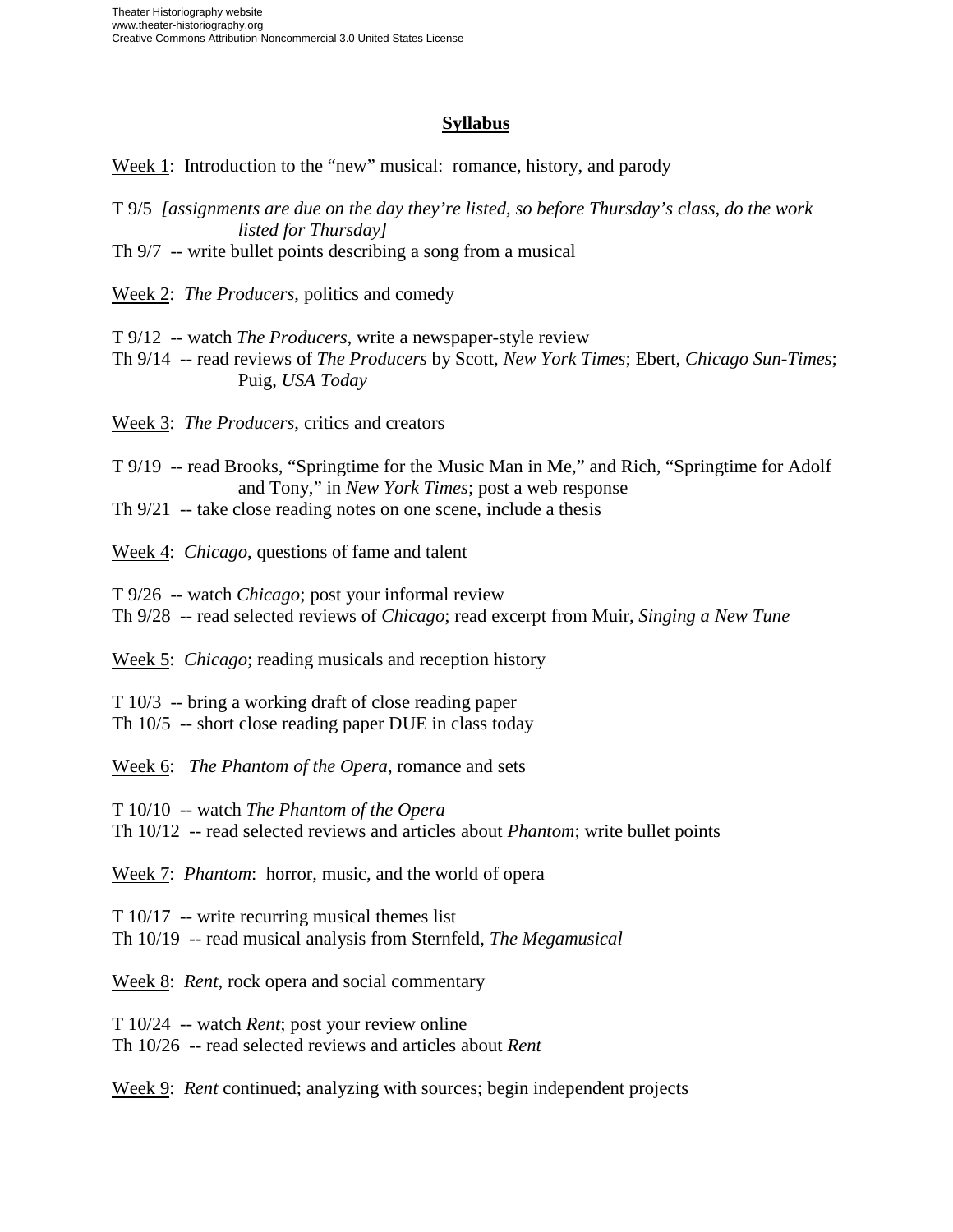## Syllabus

Week 1: Introduction to the "new" musical: romance, history, and parody

T 9/5 *[assignments are due on the day they're listed, so before Thursday's class, do the work listed for Thursday]*
Th 9/7 -- write bullet points describing a song from a musical

Week 2: *The Producers*, politics and comedy

T 9/12 -- watch *The Producers*, write a newspaper-style review
Th 9/14 -- read reviews of *The Producers* by Scott, *New York Times*; Ebert, *Chicago Sun-Times*; Puig, *USA Today*

Week 3: *The Producers*, critics and creators

T 9/19 -- read Brooks, "Springtime for the Music Man in Me," and Rich, "Springtime for Adolf and Tony," in *New York Times*; post a web response
Th 9/21 -- take close reading notes on one scene, include a thesis

Week 4: *Chicago*, questions of fame and talent

T 9/26 -- watch *Chicago*; post your informal review
Th 9/28 -- read selected reviews of *Chicago*; read excerpt from Muir, *Singing a New Tune*

Week 5: *Chicago*; reading musicals and reception history

T 10/3 -- bring a working draft of close reading paper
Th 10/5 -- short close reading paper DUE in class today

Week 6: *The Phantom of the Opera*, romance and sets

T 10/10 -- watch *The Phantom of the Opera*
Th 10/12 -- read selected reviews and articles about *Phantom*; write bullet points

Week 7: *Phantom*: horror, music, and the world of opera

T 10/17 -- write recurring musical themes list
Th 10/19 -- read musical analysis from Sternfeld, *The Megamusical*

Week 8: *Rent*, rock opera and social commentary

T 10/24 -- watch *Rent*; post your review online
Th 10/26 -- read selected reviews and articles about *Rent*

Week 9: *Rent* continued; analyzing with sources; begin independent projects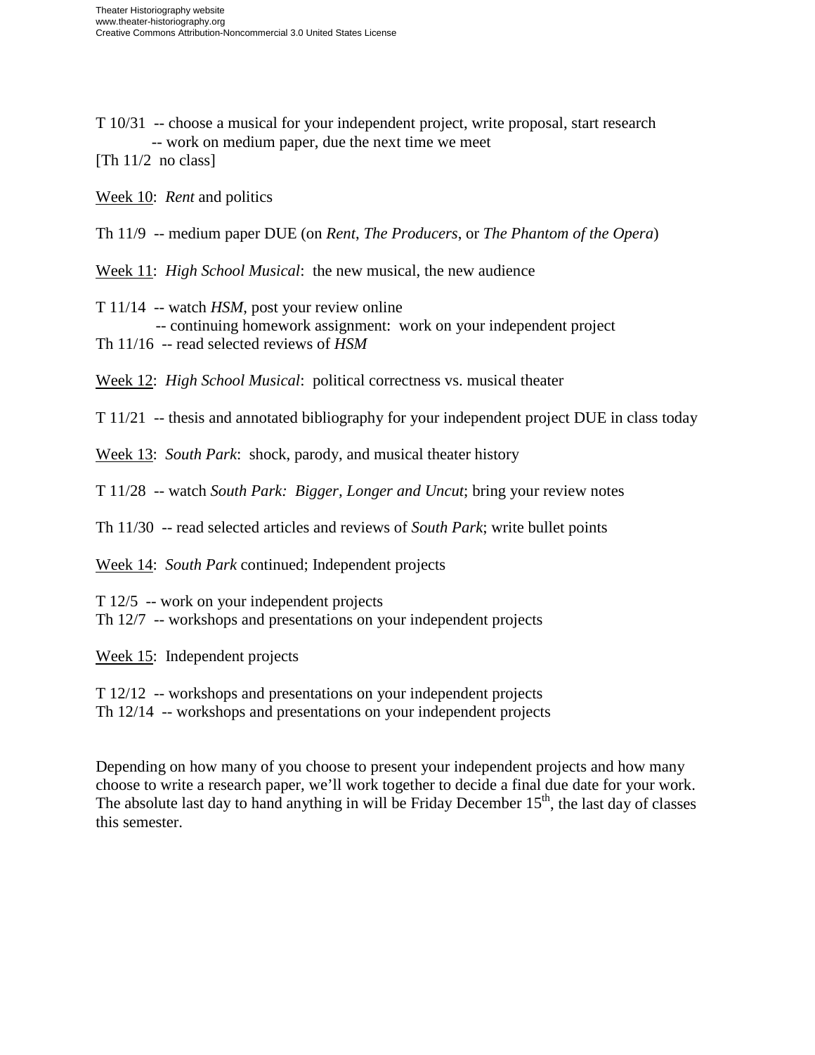T 10/31 -- choose a musical for your independent project, write proposal, start research
-- work on medium paper, due the next time we meet
[Th 11/2 no class]

<u>Week 10</u>: *Rent* and politics

Th 11/9 -- medium paper DUE (on *Rent*, *The Producers*, or *The Phantom of the Opera*)

<u>Week 11</u>: *High School Musical*: the new musical, the new audience

T 11/14 -- watch *HSM*, post your review online
-- continuing homework assignment: work on your independent project
Th 11/16 -- read selected reviews of *HSM*

<u>Week 12</u>: *High School Musical*: political correctness vs. musical theater

T 11/21 -- thesis and annotated bibliography for your independent project DUE in class today

<u>Week 13</u>: *South Park*: shock, parody, and musical theater history

T 11/28 -- watch *South Park: Bigger, Longer and Uncut*; bring your review notes

Th 11/30 -- read selected articles and reviews of *South Park*; write bullet points

<u>Week 14</u>: *South Park* continued; Independent projects

T 12/5 -- work on your independent projects
Th 12/7 -- workshops and presentations on your independent projects

<u>Week 15</u>: Independent projects

T 12/12 -- workshops and presentations on your independent projects
Th 12/14 -- workshops and presentations on your independent projects

Depending on how many of you choose to present your independent projects and how many choose to write a research paper, we'll work together to decide a final due date for your work. The absolute last day to hand anything in will be Friday December 15th, the last day of classes this semester.